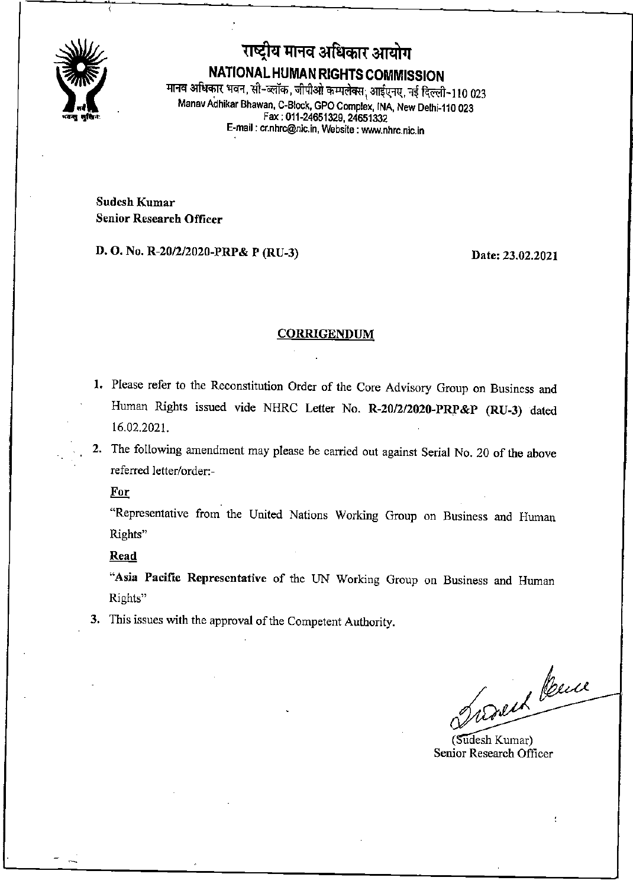# राष्ट्रीय मानव अधिकार आयोग

## NATIONAL HUMAN RIGHTS COMMISSION

मानव अधिकार भवन, सी-ब्लॉक, जीपीओ कम्पलेक्स, आईएनए, नई दिल्ली-110 023
Manav Adhikar Bhawan, C-Block, GPO Complex, INA, New Delhi-110 023
Fax : 011-24651329, 24651332
E-mail : cr.nhrc@nic.in, Website : www.nhrc.nic.in

**Sudesh Kumar**
**Senior Research Officer**

**D. O. No. R-20/2/2020-PRP& P (RU-3)** **Date: 23.02.2021**

**CORRIGENDUM**

1. Please refer to the Reconstitution Order of the Core Advisory Group on Business and Human Rights issued vide NHRC Letter No. **R-20/2/2020-PRP&P (RU-3)** dated 16.02.2021.
2. The following amendment may please be carried out against Serial No. 20 of the above referred letter/order:-

   **For**

   "Representative from the United Nations Working Group on Business and Human Rights"

   **Read**

   "**Asia Pacific Representative** of the UN Working Group on Business and Human Rights"
3. This issues with the approval of the Competent Authority.

(Sudesh Kumar)
Senior Research Officer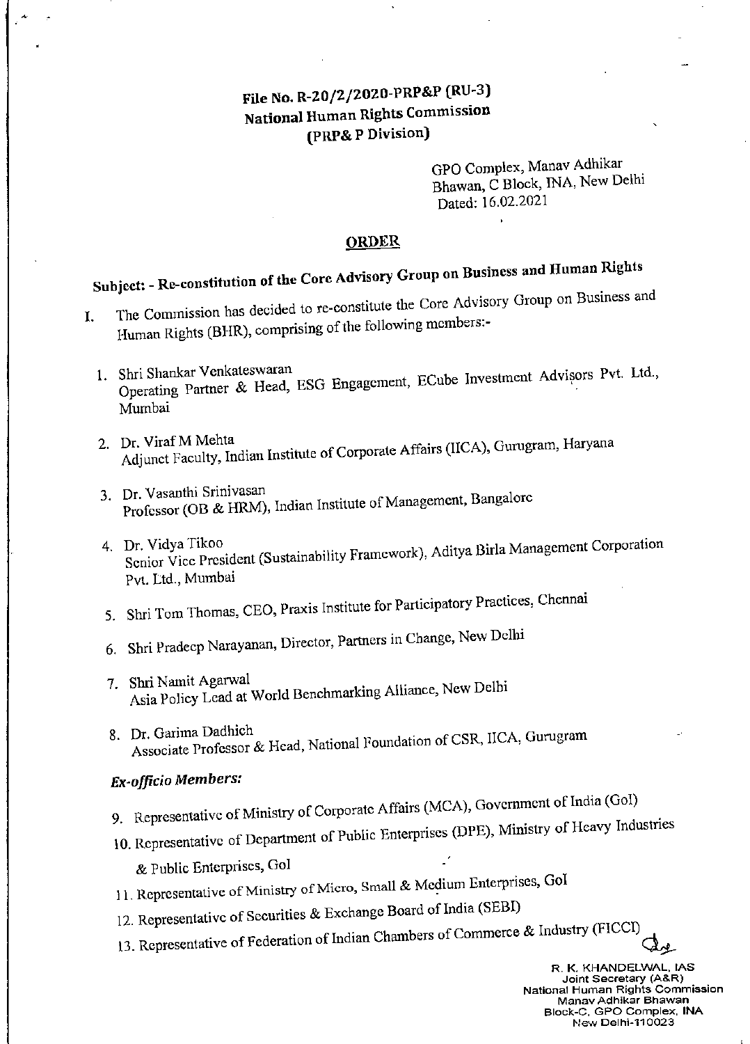**File No. R-20/2/2020-PRP&P (RU-3)**
**National Human Rights Commission**
**(PRP& P Division)**

GPO Complex, Manav Adhikar Bhawan, C Block, INA, New Delhi
Dated: 16.02.2021

## ORDER

**Subject: - Re-constitution of the Core Advisory Group on Business and Human Rights**

I. The Commission has decided to re-constitute the Core Advisory Group on Business and Human Rights (BHR), comprising of the following members:-

1. Shri Shankar Venkateswaran
   Operating Partner & Head, ESG Engagement, ECube Investment Advisors Pvt. Ltd., Mumbai
2. Dr. Viraf M Mehta
   Adjunct Faculty, Indian Institute of Corporate Affairs (IICA), Gurugram, Haryana
3. Dr. Vasanthi Srinivasan
   Professor (OB & HRM), Indian Institute of Management, Bangalore
4. Dr. Vidya Tikoo
   Senior Vice President (Sustainability Framework), Aditya Birla Management Corporation Pvt. Ltd., Mumbai
5. Shri Tom Thomas, CEO, Praxis Institute for Participatory Practices, Chennai
6. Shri Pradeep Narayanan, Director, Partners in Change, New Delhi
7. Shri Namit Agarwal
   Asia Policy Lead at World Benchmarking Alliance, New Delhi
8. Dr. Garima Dadhich
   Associate Professor & Head, National Foundation of CSR, IICA, Gurugram

***Ex-officio Members:***

9. Representative of Ministry of Corporate Affairs (MCA), Government of India (GoI)
10. Representative of Department of Public Enterprises (DPE), Ministry of Heavy Industries & Public Enterprises, GoI
11. Representative of Ministry of Micro, Small & Medium Enterprises, GoI
12. Representative of Securities & Exchange Board of India (SEBI)
13. Representative of Federation of Indian Chambers of Commerce & Industry (FICCI)

R. K. KHANDELWAL, IAS
Joint Secretary (A&R)
National Human Rights Commission
Manav Adhikar Bhawan
Block-C, GPO Complex, INA
New Delhi-110023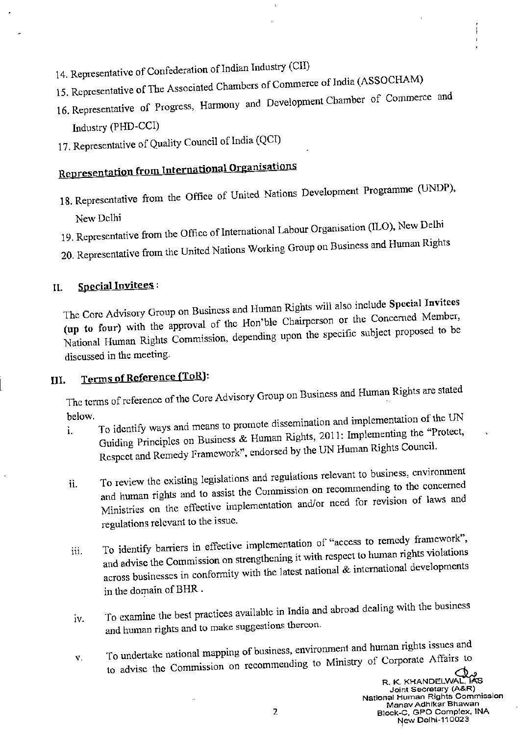14. Representative of Confederation of Indian Industry (CII)
15. Representative of The Associated Chambers of Commerce of India (ASSOCHAM)
16. Representative of Progress, Harmony and Development Chamber of Commerce and Industry (PHD-CCI)
17. Representative of Quality Council of India (QCI)

**Representation from International Organisations**

18. Representative from the Office of United Nations Development Programme (UNDP), New Delhi
19. Representative from the Office of International Labour Organisation (ILO), New Delhi
20. Representative from the United Nations Working Group on Business and Human Rights

## II. Special Invitees :

The Core Advisory Group on Business and Human Rights will also include **Special Invitees (up to four)** with the approval of the Hon'ble Chairperson or the Concerned Member, National Human Rights Commission, depending upon the specific subject proposed to be discussed in the meeting.

## III. Terms of Reference (ToR):

The terms of reference of the Core Advisory Group on Business and Human Rights are stated below.

i. To identify ways and means to promote dissemination and implementation of the UN Guiding Principles on Business & Human Rights, 2011: Implementing the "Protect, Respect and Remedy Framework", endorsed by the UN Human Rights Council.

ii. To review the existing legislations and regulations relevant to business, environment and human rights and to assist the Commission on recommending to the concerned Ministries on the effective implementation and/or need for revision of laws and regulations relevant to the issue.

iii. To identify barriers in effective implementation of "access to remedy framework", and advise the Commission on strengthening it with respect to human rights violations across businesses in conformity with the latest national & international developments in the domain of BHR .

iv. To examine the best practices available in India and abroad dealing with the business and human rights and to make suggestions thereon.

v. To undertake national mapping of business, environment and human rights issues and to advise the Commission on recommending to Ministry of Corporate Affairs to

R. K. KHANDELWAL, IAS
Joint Secretary (A&R)
National Human Rights Commission
Manav Adhikar Bhawan
Block-C, GPO Complex, INA
New Delhi-110023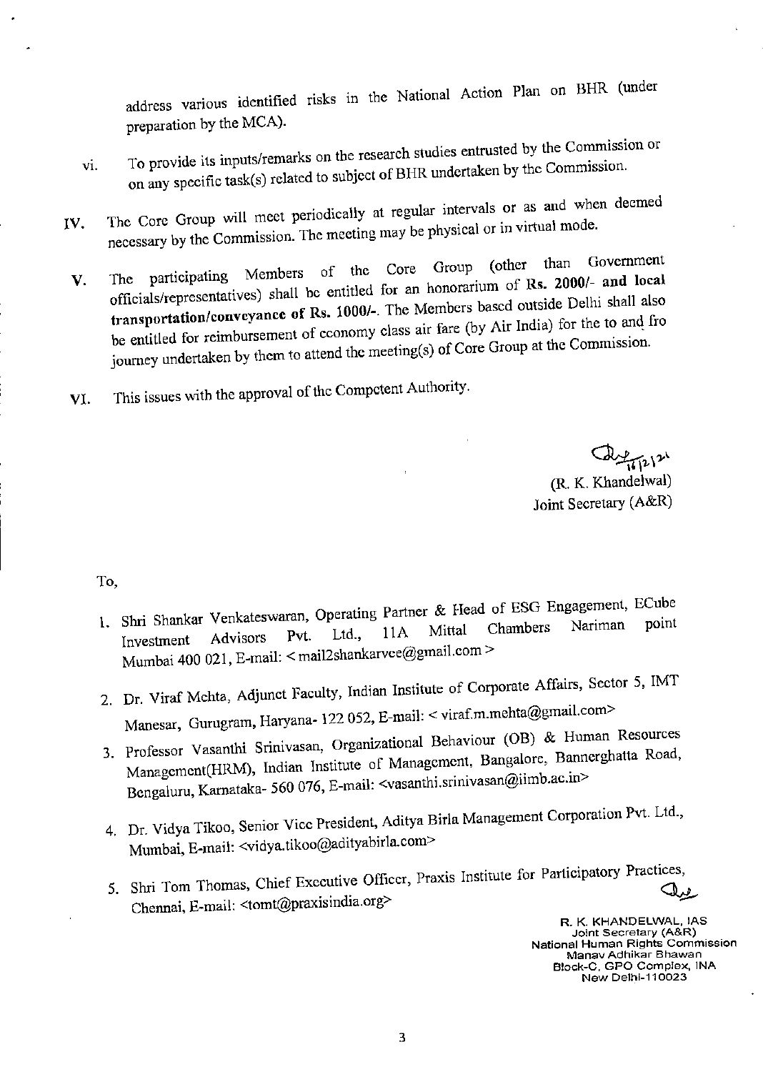address various identified risks in the National Action Plan on BHR (under preparation by the MCA).

vi. To provide its inputs/remarks on the research studies entrusted by the Commission or on any specific task(s) related to subject of BHR undertaken by the Commission.

IV. The Core Group will meet periodically at regular intervals or as and when deemed necessary by the Commission. The meeting may be physical or in virtual mode.

V. The participating Members of the Core Group (other than Government officials/representatives) shall be entitled for an honorarium of **Rs. 2000/- and local transportation/conveyance of Rs. 1000/-**. The Members based outside Delhi shall also be entitled for reimbursement of economy class air fare (by Air India) for the to and fro journey undertaken by them to attend the meeting(s) of Core Group at the Commission.

VI. This issues with the approval of the Competent Authority.

16/12/21

(R. K. Khandelwal)
Joint Secretary (A&R)

To,

1. Shri Shankar Venkateswaran, Operating Partner & Head of ESG Engagement, ECube Investment Advisors Pvt. Ltd., 11A Mittal Chambers Nariman point Mumbai 400 021, E-mail: < mail2shankarvee@gmail.com >
2. Dr. Viraf Mehta, Adjunct Faculty, Indian Institute of Corporate Affairs, Sector 5, IMT Manesar, Gurugram, Haryana- 122 052, E-mail: < viraf.m.mehta@gmail.com>
3. Professor Vasanthi Srinivasan, Organizational Behaviour (OB) & Human Resources Management(HRM), Indian Institute of Management, Bangalore, Bannerghatta Road, Bengaluru, Karnataka- 560 076, E-mail: <vasanthi.srinivasan@iimb.ac.in>
4. Dr. Vidya Tikoo, Senior Vice President, Aditya Birla Management Corporation Pvt. Ltd., Mumbai, E-mail: <vidya.tikoo@adityabirla.com>
5. Shri Tom Thomas, Chief Executive Officer, Praxis Institute for Participatory Practices, Chennai, E-mail: <tomt@praxisindia.org>

R. K. KHANDELWAL, IAS
Joint Secretary (A&R)
National Human Rights Commission
Manav Adhikar Bhawan
Block-C, GPO Complex, INA
New Delhi-110023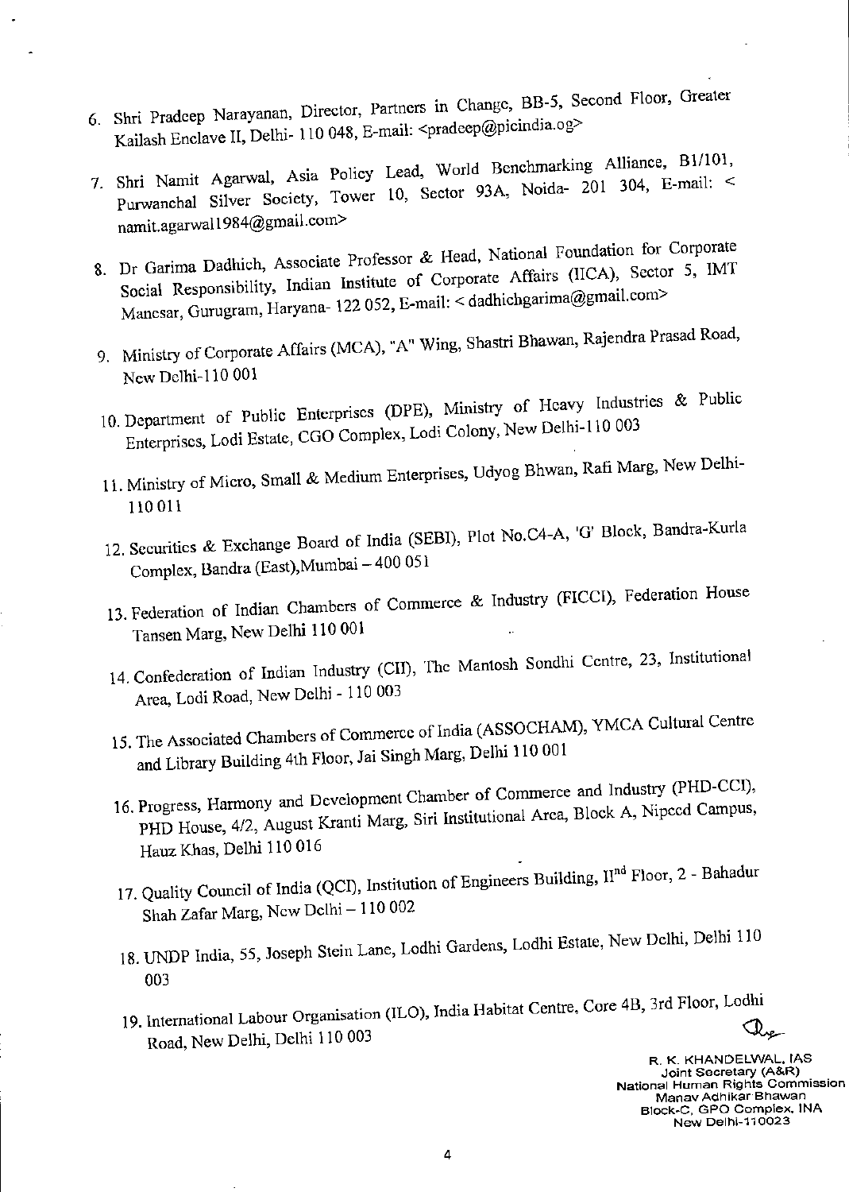6. Shri Pradeep Narayanan, Director, Partners in Change, BB-5, Second Floor, Greater Kailash Enclave II, Delhi- 110 048, E-mail: <pradeep@picindia.og>

7. Shri Namit Agarwal, Asia Policy Lead, World Benchmarking Alliance, B1/101, Purwanchal Silver Society, Tower 10, Sector 93A, Noida- 201 304, E-mail: < namit.agarwal1984@gmail.com>

8. Dr Garima Dadhich, Associate Professor & Head, National Foundation for Corporate Social Responsibility, Indian Institute of Corporate Affairs (IICA), Sector 5, IMT Manesar, Gurugram, Haryana- 122 052, E-mail: < dadhichgarima@gmail.com>

9. Ministry of Corporate Affairs (MCA), "A" Wing, Shastri Bhawan, Rajendra Prasad Road, New Delhi-110 001

10. Department of Public Enterprises (DPE), Ministry of Heavy Industries & Public Enterprises, Lodi Estate, CGO Complex, Lodi Colony, New Delhi-110 003

11. Ministry of Micro, Small & Medium Enterprises, Udyog Bhwan, Rafi Marg, New Delhi-110 011

12. Securities & Exchange Board of India (SEBI), Plot No.C4-A, 'G' Block, Bandra-Kurla Complex, Bandra (East),Mumbai – 400 051

13. Federation of Indian Chambers of Commerce & Industry (FICCI), Federation House Tansen Marg, New Delhi 110 001

14. Confederation of Indian Industry (CII), The Mantosh Sondhi Centre, 23, Institutional Area, Lodi Road, New Delhi - 110 003

15. The Associated Chambers of Commerce of India (ASSOCHAM), YMCA Cultural Centre and Library Building 4th Floor, Jai Singh Marg, Delhi 110 001

16. Progress, Harmony and Development Chamber of Commerce and Industry (PHD-CCI), PHD House, 4/2, August Kranti Marg, Siri Institutional Area, Block A, Nipccd Campus, Hauz Khas, Delhi 110 016

17. Quality Council of India (QCI), Institution of Engineers Building, II[nd] Floor, 2 - Bahadur Shah Zafar Marg, New Delhi – 110 002

18. UNDP India, 55, Joseph Stein Lane, Lodhi Gardens, Lodhi Estate, New Delhi, Delhi 110 003

19. International Labour Organisation (ILO), India Habitat Centre, Core 4B, 3rd Floor, Lodhi Road, New Delhi, Delhi 110 003

R. K. KHANDELWAL, IAS
Joint Secretary (A&R)
National Human Rights Commission
Manav Adhikar Bhawan
Block-C, GPO Complex, INA
New Delhi-110023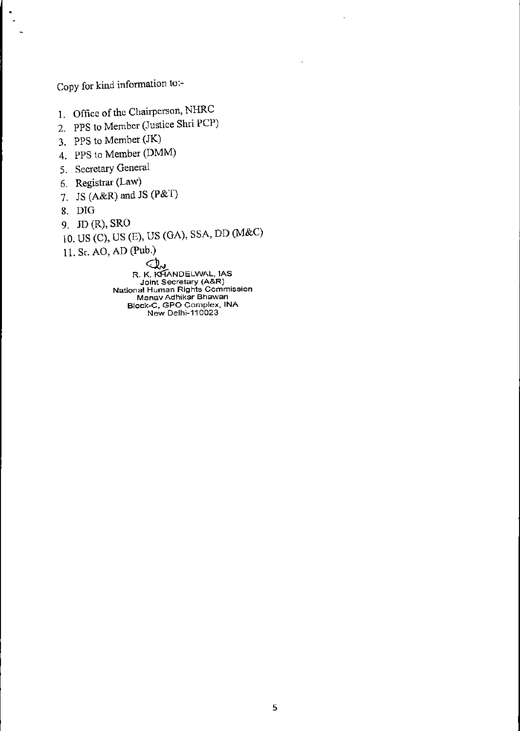Copy for kind information to:-

1. Office of the Chairperson, NHRC
2. PPS to Member (Justice Shri PCP)
3. PPS to Member (JK)
4. PPS to Member (DMM)
5. Secretary General
6. Registrar (Law)
7. JS (A&R) and JS (P&T)
8. DIG
9. JD (R), SRO
10. US (C), US (E), US (GA), SSA, DD (M&C)
11. Sr. AO, AD (Pub.)

R. K. KHANDELWAL, IAS
Joint Secretary (A&R)
National Human Rights Commission
Manav Adhikar Bhawan
Block-C, GPO Complex, INA
New Delhi-110023